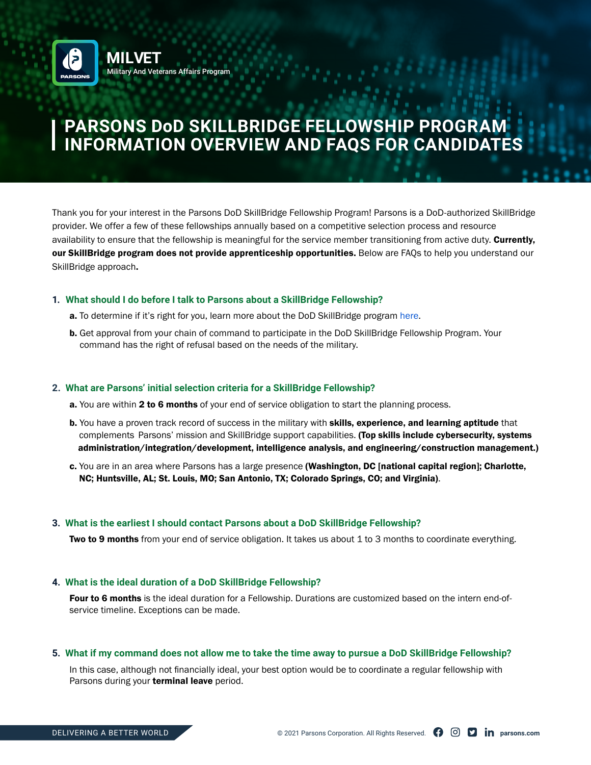MILVET
Military And Veterans Affairs Program

# PARSONS DoD SKILLBRIDGE FELLOWSHIP PROGRAM INFORMATION OVERVIEW AND FAQS FOR CANDIDATES

Thank you for your interest in the Parsons DoD SkillBridge Fellowship Program! Parsons is a DoD-authorized SkillBridge provider. We offer a few of these fellowships annually based on a competitive selection process and resource availability to ensure that the fellowship is meaningful for the service member transitioning from active duty. **Currently, our SkillBridge program does not provide apprenticeship opportunities.** Below are FAQs to help you understand our SkillBridge approach.

## 1. What should I do before I talk to Parsons about a SkillBridge Fellowship?

**a.** To determine if it's right for you, learn more about the DoD SkillBridge program here.

**b.** Get approval from your chain of command to participate in the DoD SkillBridge Fellowship Program. Your command has the right of refusal based on the needs of the military.

## 2. What are Parsons' initial selection criteria for a SkillBridge Fellowship?

**a.** You are within **2 to 6 months** of your end of service obligation to start the planning process.

**b.** You have a proven track record of success in the military with **skills, experience, and learning aptitude** that complements Parsons' mission and SkillBridge support capabilities. **(Top skills include cybersecurity, systems administration/integration/development, intelligence analysis, and engineering/construction management.)**

**c.** You are in an area where Parsons has a large presence **(Washington, DC [national capital region]; Charlotte, NC; Huntsville, AL; St. Louis, MO; San Antonio, TX; Colorado Springs, CO; and Virginia)**.

## 3. What is the earliest I should contact Parsons about a DoD SkillBridge Fellowship?

**Two to 9 months** from your end of service obligation. It takes us about 1 to 3 months to coordinate everything.

## 4. What is the ideal duration of a DoD SkillBridge Fellowship?

**Four to 6 months** is the ideal duration for a Fellowship. Durations are customized based on the intern end-of-service timeline. Exceptions can be made.

## 5. What if my command does not allow me to take the time away to pursue a DoD SkillBridge Fellowship?

In this case, although not financially ideal, your best option would be to coordinate a regular fellowship with Parsons during your **terminal leave** period.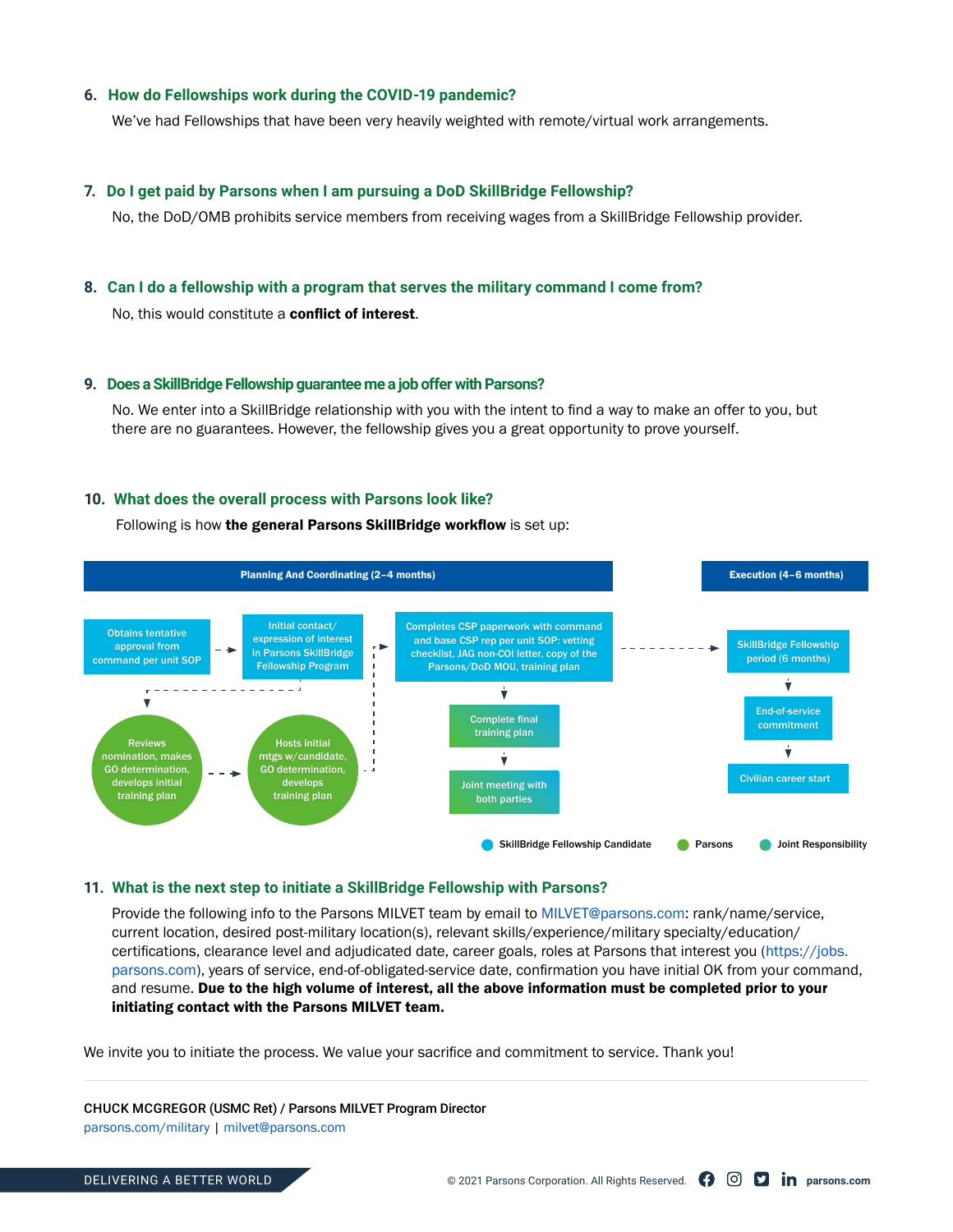6. **How do Fellowships work during the COVID-19 pandemic?**

   We've had Fellowships that have been very heavily weighted with remote/virtual work arrangements.

7. **Do I get paid by Parsons when I am pursuing a DoD SkillBridge Fellowship?**

   No, the DoD/OMB prohibits service members from receiving wages from a SkillBridge Fellowship provider.

8. **Can I do a fellowship with a program that serves the military command I come from?**

   No, this would constitute a **conflict of interest**.

9. **Does a SkillBridge Fellowship guarantee me a job offer with Parsons?**

   No. We enter into a SkillBridge relationship with you with the intent to find a way to make an offer to you, but there are no guarantees. However, the fellowship gives you a great opportunity to prove yourself.

10. **What does the overall process with Parsons look like?**

    Following is how **the general Parsons SkillBridge workflow** is set up:

Planning And Coordinating (2–4 months)

Execution (4–6 months)

Obtains tentative approval from command per unit SOP

Initial contact/ expression of interest in Parsons SkillBridge Fellowship Program

Reviews nomination, makes GO determination, develops initial training plan

Hosts initial mtgs w/candidate, GO determination, develops training plan

Completes CSP paperwork with command and base CSP rep per unit SOP: vetting checklist, JAG non-COI letter, copy of the Parsons/DoD MOU, training plan

Complete final training plan

Joint meeting with both parties

SkillBridge Fellowship period (6 months)

End-of-service commitment

Civilian career start

SkillBridge Fellowship Candidate

Parsons

Joint Responsibility

11. **What is the next step to initiate a SkillBridge Fellowship with Parsons?**

    Provide the following info to the Parsons MILVET team by email to MILVET@parsons.com: rank/name/service, current location, desired post-military location(s), relevant skills/experience/military specialty/education/certifications, clearance level and adjudicated date, career goals, roles at Parsons that interest you (https://jobs.parsons.com), years of service, end-of-obligated-service date, confirmation you have initial OK from your command, and resume. **Due to the high volume of interest, all the above information must be completed prior to your initiating contact with the Parsons MILVET team.**

We invite you to initiate the process. We value your sacrifice and commitment to service. Thank you!

CHUCK MCGREGOR (USMC Ret) / Parsons MILVET Program Director
parsons.com/military | milvet@parsons.com

DELIVERING A BETTER WORLD

© 2021 Parsons Corporation. All Rights Reserved. parsons.com